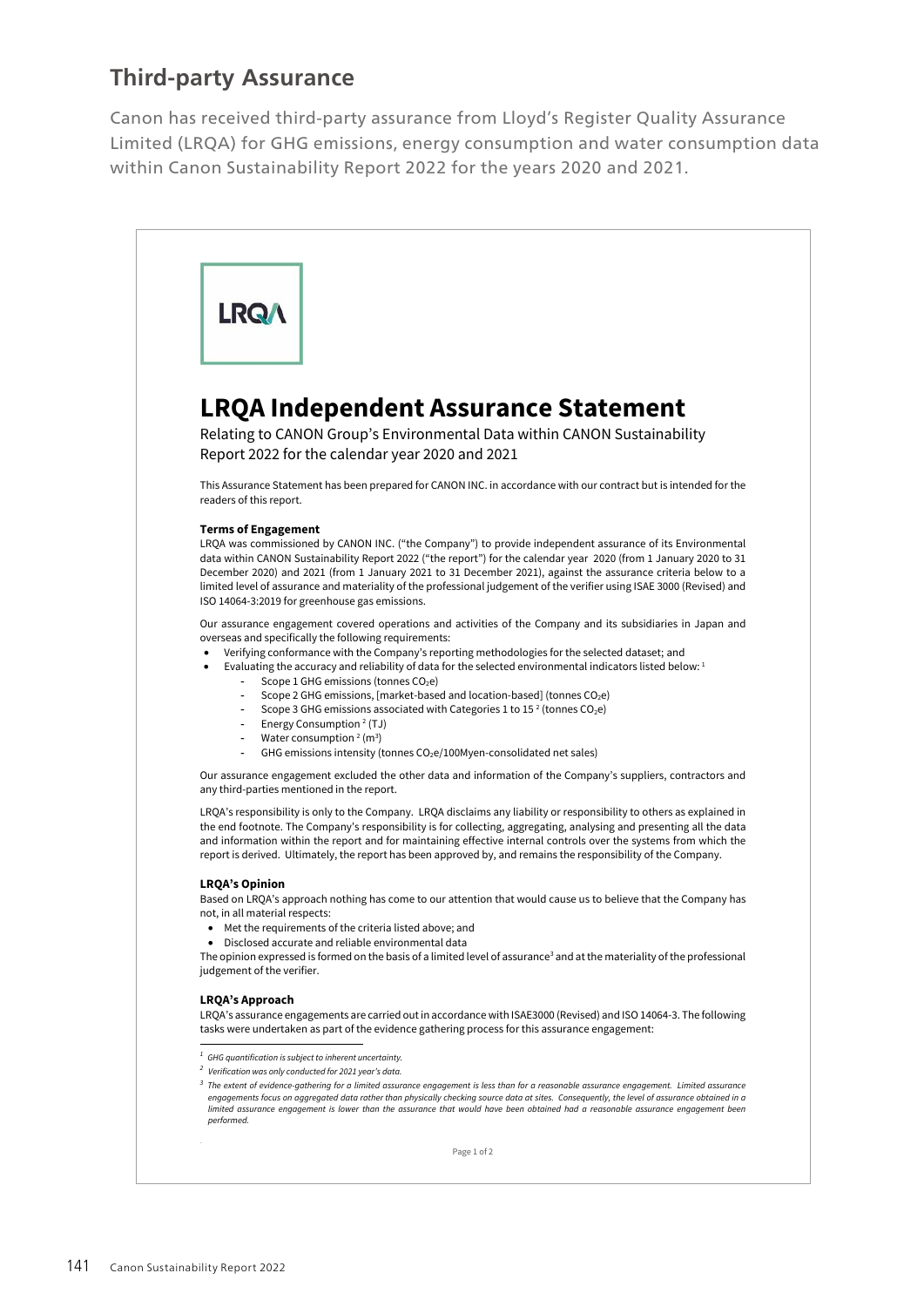## Third-party Assurance

Canon has received third-party assurance from Lloyd's Register Quality Assurance Limited (LRQA) for GHG emissions, energy consumption and water consumption data within Canon Sustainability Report 2022 for the years 2020 and 2021.

LRQA

# LRQA Independent Assurance Statement

Relating to CANON Group's Environmental Data within CANON Sustainability Report 2022 for the calendar year 2020 and 2021

This Assurance Statement has been prepared for CANON INC. in accordance with our contract but is intended for the readers of this report.

**Terms of Engagement**

LRQA was commissioned by CANON INC. ("the Company") to provide independent assurance of its Environmental data within CANON Sustainability Report 2022 ("the report") for the calendar year 2020 (from 1 January 2020 to 31 December 2020) and 2021 (from 1 January 2021 to 31 December 2021), against the assurance criteria below to a limited level of assurance and materiality of the professional judgement of the verifier using ISAE 3000 (Revised) and ISO 14064-3:2019 for greenhouse gas emissions.

Our assurance engagement covered operations and activities of the Company and its subsidiaries in Japan and overseas and specifically the following requirements:

- Verifying conformance with the Company's reporting methodologies for the selected dataset; and
- Evaluating the accuracy and reliability of data for the selected environmental indicators listed below: [1]
  - Scope 1 GHG emissions (tonnes $CO_2e$)
  - Scope 2 GHG emissions, [market-based and location-based] (tonnes $CO_2e$)
  - Scope 3 GHG emissions associated with Categories 1 to 15 [2] (tonnes $CO_2e$)
  - Energy Consumption [2] (TJ)
  - Water consumption [2] ($m^3$)
  - GHG emissions intensity (tonnes $CO_2e$/100Myen-consolidated net sales)

Our assurance engagement excluded the other data and information of the Company's suppliers, contractors and any third-parties mentioned in the report.

LRQA's responsibility is only to the Company. LRQA disclaims any liability or responsibility to others as explained in the end footnote. The Company's responsibility is for collecting, aggregating, analysing and presenting all the data and information within the report and for maintaining effective internal controls over the systems from which the report is derived. Ultimately, the report has been approved by, and remains the responsibility of the Company.

**LRQA's Opinion**

Based on LRQA's approach nothing has come to our attention that would cause us to believe that the Company has not, in all material respects:

- Met the requirements of the criteria listed above; and
- Disclosed accurate and reliable environmental data

The opinion expressed is formed on the basis of a limited level of assurance[3] and at the materiality of the professional judgement of the verifier.

**LRQA's Approach**

LRQA's assurance engagements are carried out in accordance with ISAE3000 (Revised) and ISO 14064-3. The following tasks were undertaken as part of the evidence gathering process for this assurance engagement:

---

*[1] GHG quantification is subject to inherent uncertainty.*

*[2] Verification was only conducted for 2021 year's data.*

*[3] The extent of evidence-gathering for a limited assurance engagement is less than for a reasonable assurance engagement. Limited assurance engagements focus on aggregated data rather than physically checking source data at sites. Consequently, the level of assurance obtained in a limited assurance engagement is lower than the assurance that would have been obtained had a reasonable assurance engagement been performed.*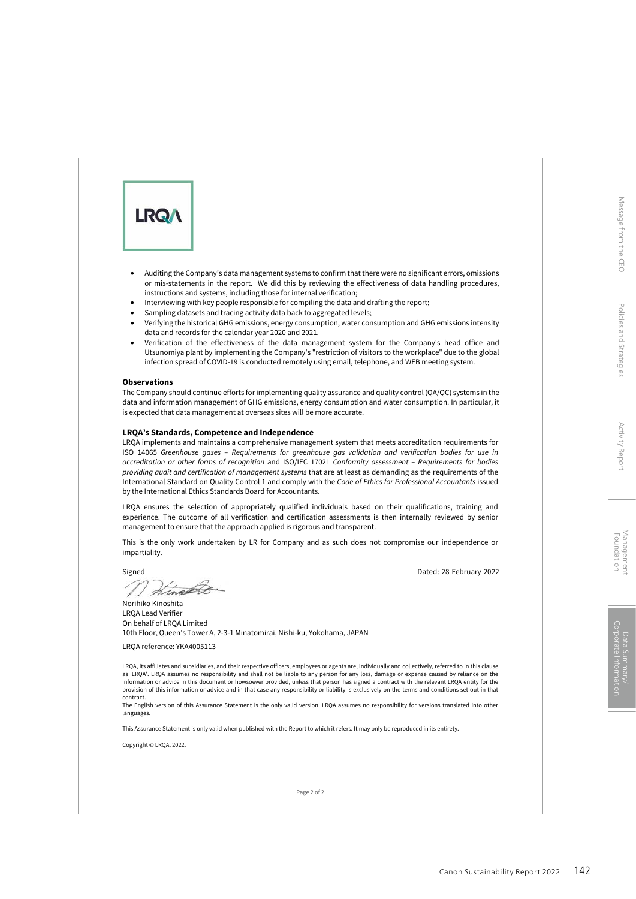LRQA

- Auditing the Company's data management systems to confirm that there were no significant errors, omissions or mis-statements in the report. We did this by reviewing the effectiveness of data handling procedures, instructions and systems, including those for internal verification;
- Interviewing with key people responsible for compiling the data and drafting the report;
- Sampling datasets and tracing activity data back to aggregated levels;
- Verifying the historical GHG emissions, energy consumption, water consumption and GHG emissions intensity data and records for the calendar year 2020 and 2021.
- Verification of the effectiveness of the data management system for the Company's head office and Utsunomiya plant by implementing the Company's "restriction of visitors to the workplace" due to the global infection spread of COVID-19 is conducted remotely using email, telephone, and WEB meeting system.

**Observations**

The Company should continue efforts for implementing quality assurance and quality control (QA/QC) systems in the data and information management of GHG emissions, energy consumption and water consumption. In particular, it is expected that data management at overseas sites will be more accurate.

**LRQA's Standards, Competence and Independence**

LRQA implements and maintains a comprehensive management system that meets accreditation requirements for ISO 14065 *Greenhouse gases – Requirements for greenhouse gas validation and verification bodies for use in accreditation or other forms of recognition* and ISO/IEC 17021 *Conformity assessment – Requirements for bodies providing audit and certification of management systems* that are at least as demanding as the requirements of the International Standard on Quality Control 1 and comply with the *Code of Ethics for Professional Accountants* issued by the International Ethics Standards Board for Accountants.

LRQA ensures the selection of appropriately qualified individuals based on their qualifications, training and experience. The outcome of all verification and certification assessments is then internally reviewed by senior management to ensure that the approach applied is rigorous and transparent.

This is the only work undertaken by LR for Company and as such does not compromise our independence or impartiality.

Signed

Dated: 28 February 2022

Norihiko Kinoshita
LRQA Lead Verifier
On behalf of LRQA Limited
10th Floor, Queen's Tower A, 2-3-1 Minatomirai, Nishi-ku, Yokohama, JAPAN

LRQA reference: YKA4005113

LRQA, its affiliates and subsidiaries, and their respective officers, employees or agents are, individually and collectively, referred to in this clause as 'LRQA'. LRQA assumes no responsibility and shall not be liable to any person for any loss, damage or expense caused by reliance on the information or advice in this document or howsoever provided, unless that person has signed a contract with the relevant LRQA entity for the provision of this information or advice and in that case any responsibility or liability is exclusively on the terms and conditions set out in that contract.
The English version of this Assurance Statement is the only valid version. LRQA assumes no responsibility for versions translated into other languages.

This Assurance Statement is only valid when published with the Report to which it refers. It may only be reproduced in its entirety.

Copyright © LRQA, 2022.